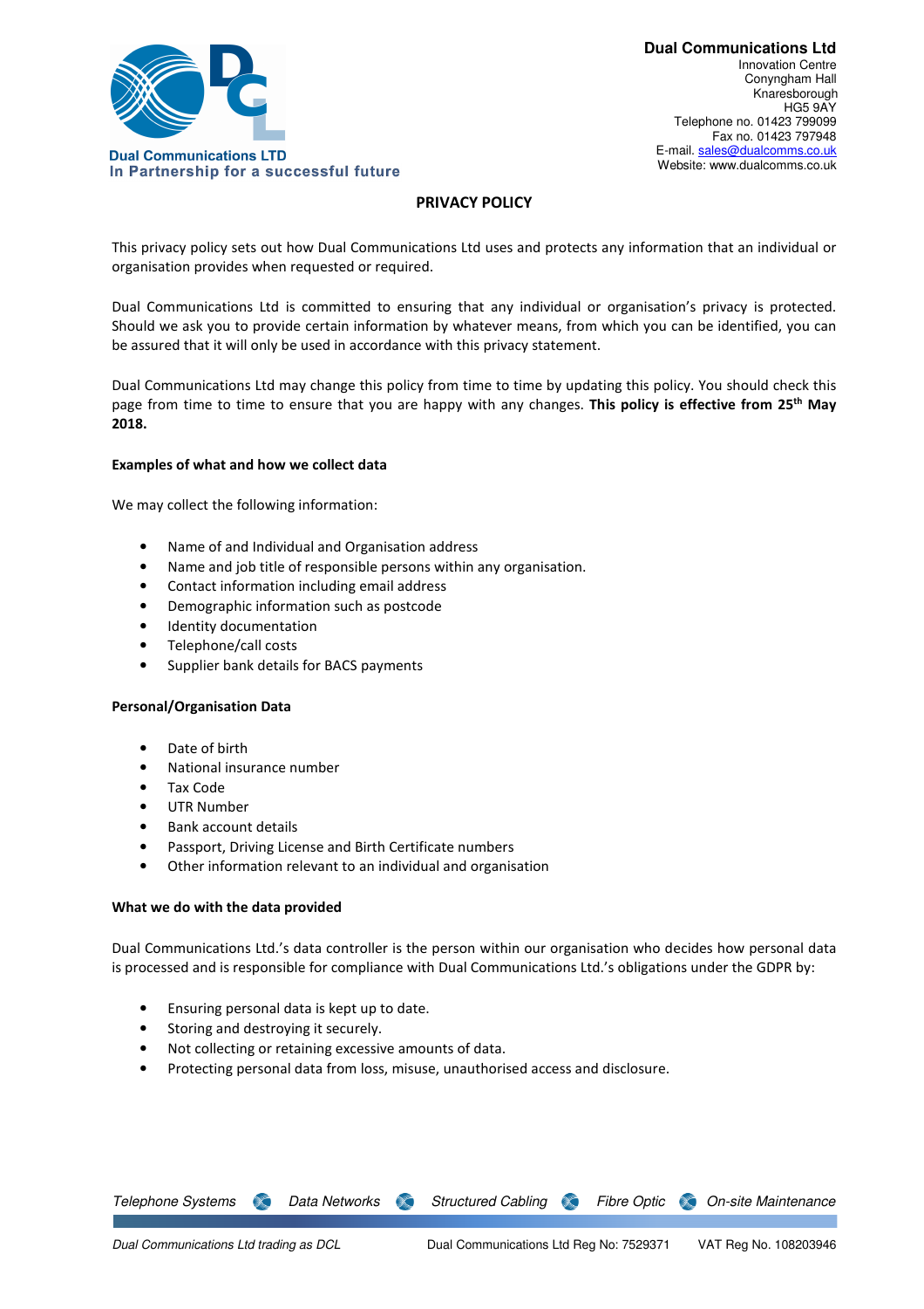**Dual Communications LTD**
**In Partnership for a successful future**

**Dual Communications Ltd**
Innovation Centre
Conyngham Hall
Knaresborough
HG5 9AY
Telephone no. 01423 799099
Fax no. 01423 797948
E-mail. sales@dualcomms.co.uk
Website: www.dualcomms.co.uk

# PRIVACY POLICY

This privacy policy sets out how Dual Communications Ltd uses and protects any information that an individual or organisation provides when requested or required.

Dual Communications Ltd is committed to ensuring that any individual or organisation's privacy is protected. Should we ask you to provide certain information by whatever means, from which you can be identified, you can be assured that it will only be used in accordance with this privacy statement.

Dual Communications Ltd may change this policy from time to time by updating this policy. You should check this page from time to time to ensure that you are happy with any changes. **This policy is effective from 25th May 2018.**

### Examples of what and how we collect data

We may collect the following information:

- Name of and Individual and Organisation address
- Name and job title of responsible persons within any organisation.
- Contact information including email address
- Demographic information such as postcode
- Identity documentation
- Telephone/call costs
- Supplier bank details for BACS payments

### Personal/Organisation Data

- Date of birth
- National insurance number
- Tax Code
- UTR Number
- Bank account details
- Passport, Driving License and Birth Certificate numbers
- Other information relevant to an individual and organisation

### What we do with the data provided

Dual Communications Ltd.'s data controller is the person within our organisation who decides how personal data is processed and is responsible for compliance with Dual Communications Ltd.'s obligations under the GDPR by:

- Ensuring personal data is kept up to date.
- Storing and destroying it securely.
- Not collecting or retaining excessive amounts of data.
- Protecting personal data from loss, misuse, unauthorised access and disclosure.

*Telephone Systems* · *Data Networks* · *Structured Cabling* · *Fibre Optic* · *On-site Maintenance*

*Dual Communications Ltd trading as DCL* Dual Communications Ltd Reg No: 7529371 VAT Reg No. 108203946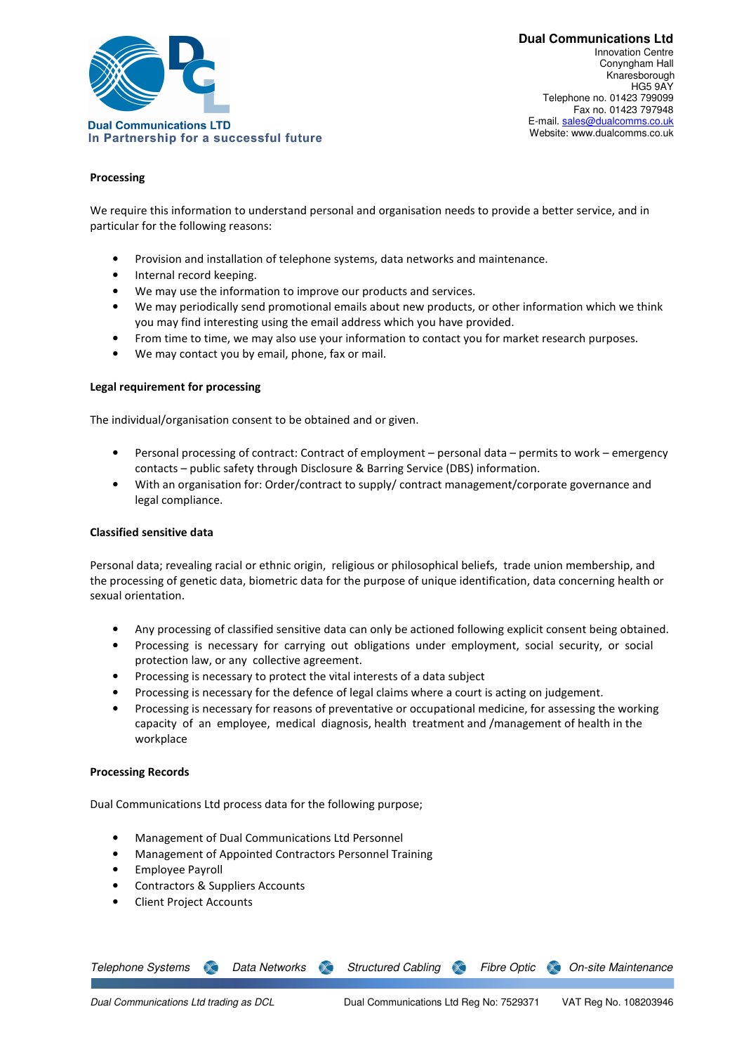**Processing**

We require this information to understand personal and organisation needs to provide a better service, and in particular for the following reasons:

- Provision and installation of telephone systems, data networks and maintenance.
- Internal record keeping.
- We may use the information to improve our products and services.
- We may periodically send promotional emails about new products, or other information which we think you may find interesting using the email address which you have provided.
- From time to time, we may also use your information to contact you for market research purposes.
- We may contact you by email, phone, fax or mail.

**Legal requirement for processing**

The individual/organisation consent to be obtained and or given.

- Personal processing of contract: Contract of employment – personal data – permits to work – emergency contacts – public safety through Disclosure & Barring Service (DBS) information.
- With an organisation for: Order/contract to supply/ contract management/corporate governance and legal compliance.

**Classified sensitive data**

Personal data; revealing racial or ethnic origin, religious or philosophical beliefs, trade union membership, and the processing of genetic data, biometric data for the purpose of unique identification, data concerning health or sexual orientation.

- Any processing of classified sensitive data can only be actioned following explicit consent being obtained.
- Processing is necessary for carrying out obligations under employment, social security, or social protection law, or any collective agreement.
- Processing is necessary to protect the vital interests of a data subject
- Processing is necessary for the defence of legal claims where a court is acting on judgement.
- Processing is necessary for reasons of preventative or occupational medicine, for assessing the working capacity of an employee, medical diagnosis, health treatment and /management of health in the workplace

**Processing Records**

Dual Communications Ltd process data for the following purpose;

- Management of Dual Communications Ltd Personnel
- Management of Appointed Contractors Personnel Training
- Employee Payroll
- Contractors & Suppliers Accounts
- Client Project Accounts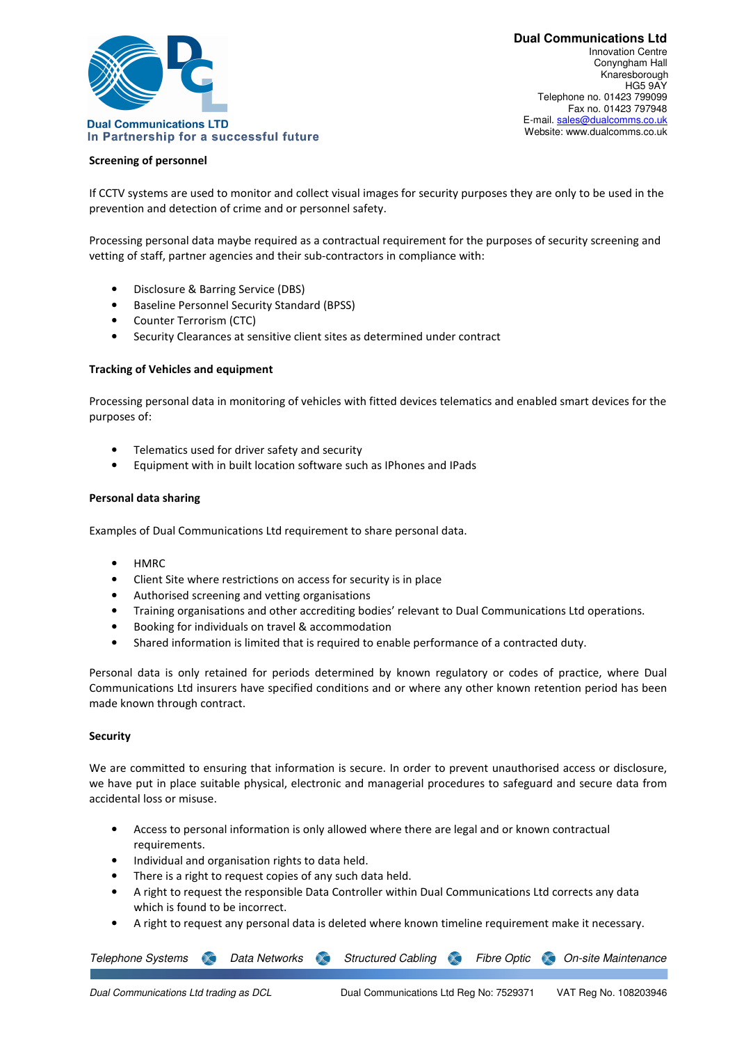**Screening of personnel**

If CCTV systems are used to monitor and collect visual images for security purposes they are only to be used in the prevention and detection of crime and or personnel safety.

Processing personal data maybe required as a contractual requirement for the purposes of security screening and vetting of staff, partner agencies and their sub-contractors in compliance with:

- Disclosure & Barring Service (DBS)
- Baseline Personnel Security Standard (BPSS)
- Counter Terrorism (CTC)
- Security Clearances at sensitive client sites as determined under contract

**Tracking of Vehicles and equipment**

Processing personal data in monitoring of vehicles with fitted devices telematics and enabled smart devices for the purposes of:

- Telematics used for driver safety and security
- Equipment with in built location software such as IPhones and IPads

**Personal data sharing**

Examples of Dual Communications Ltd requirement to share personal data.

- HMRC
- Client Site where restrictions on access for security is in place
- Authorised screening and vetting organisations
- Training organisations and other accrediting bodies' relevant to Dual Communications Ltd operations.
- Booking for individuals on travel & accommodation
- Shared information is limited that is required to enable performance of a contracted duty.

Personal data is only retained for periods determined by known regulatory or codes of practice, where Dual Communications Ltd insurers have specified conditions and or where any other known retention period has been made known through contract.

**Security**

We are committed to ensuring that information is secure. In order to prevent unauthorised access or disclosure, we have put in place suitable physical, electronic and managerial procedures to safeguard and secure data from accidental loss or misuse.

- Access to personal information is only allowed where there are legal and or known contractual requirements.
- Individual and organisation rights to data held.
- There is a right to request copies of any such data held.
- A right to request the responsible Data Controller within Dual Communications Ltd corrects any data which is found to be incorrect.
- A right to request any personal data is deleted where known timeline requirement make it necessary.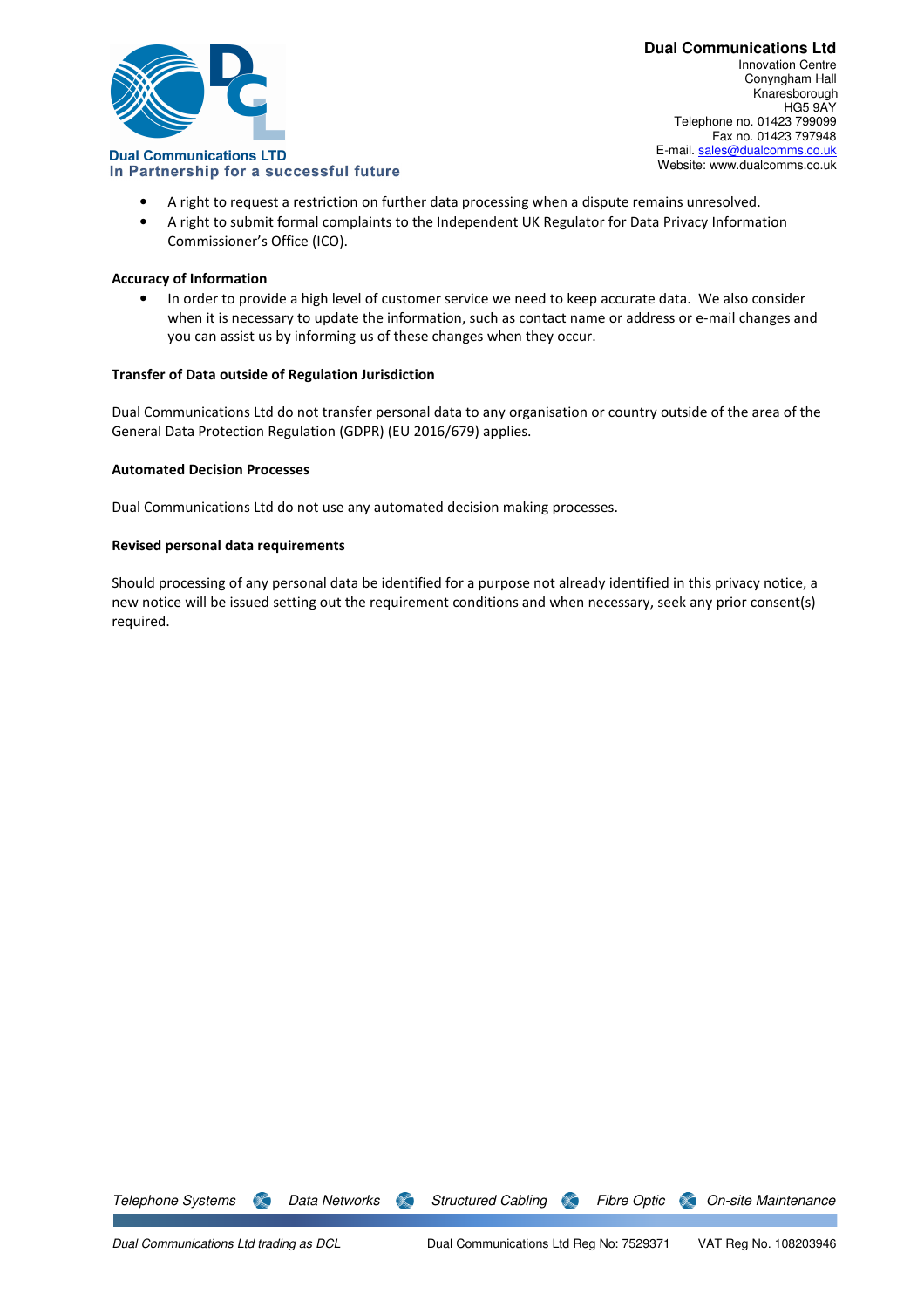- A right to request a restriction on further data processing when a dispute remains unresolved.
- A right to submit formal complaints to the Independent UK Regulator for Data Privacy Information Commissioner's Office (ICO).

**Accuracy of Information**

- In order to provide a high level of customer service we need to keep accurate data. We also consider when it is necessary to update the information, such as contact name or address or e-mail changes and you can assist us by informing us of these changes when they occur.

**Transfer of Data outside of Regulation Jurisdiction**

Dual Communications Ltd do not transfer personal data to any organisation or country outside of the area of the General Data Protection Regulation (GDPR) (EU 2016/679) applies.

**Automated Decision Processes**

Dual Communications Ltd do not use any automated decision making processes.

**Revised personal data requirements**

Should processing of any personal data be identified for a purpose not already identified in this privacy notice, a new notice will be issued setting out the requirement conditions and when necessary, seek any prior consent(s) required.